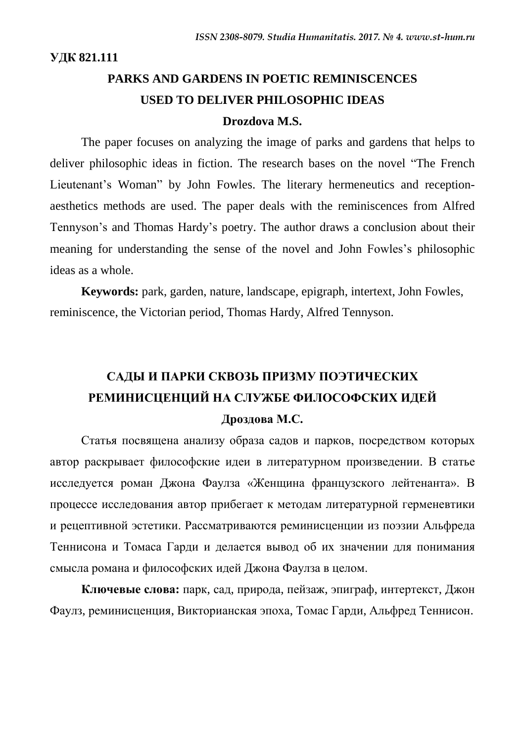**УДК 821.111**

# PARKS AND GARDENS IN POETIC REMINISCENCES USED TO DELIVER PHILOSOPHIC IDEAS

**Drozdova M.S.**

The paper focuses on analyzing the image of parks and gardens that helps to deliver philosophic ideas in fiction. The research bases on the novel "The French Lieutenant's Woman" by John Fowles. The literary hermeneutics and reception-aesthetics methods are used. The paper deals with the reminiscences from Alfred Tennyson's and Thomas Hardy's poetry. The author draws a conclusion about their meaning for understanding the sense of the novel and John Fowles's philosophic ideas as a whole.

**Keywords:** park, garden, nature, landscape, epigraph, intertext, John Fowles, reminiscence, the Victorian period, Thomas Hardy, Alfred Tennyson.

# САДЫ И ПАРКИ СКВОЗЬ ПРИЗМУ ПОЭТИЧЕСКИХ РЕМИНИСЦЕНЦИЙ НА СЛУЖБЕ ФИЛОСОФСКИХ ИДЕЙ

**Дроздова М.С.**

Статья посвящена анализу образа садов и парков, посредством которых автор раскрывает философские идеи в литературном произведении. В статье исследуется роман Джона Фаулза «Женщина французского лейтенанта». В процессе исследования автор прибегает к методам литературной герменевтики и рецептивной эстетики. Рассматриваются реминисценции из поэзии Альфреда Теннисона и Томаса Гарди и делается вывод об их значении для понимания смысла романа и философских идей Джона Фаулза в целом.

**Ключевые слова:** парк, сад, природа, пейзаж, эпиграф, интертекст, Джон Фаулз, реминисценция, Викторианская эпоха, Томас Гарди, Альфред Теннисон.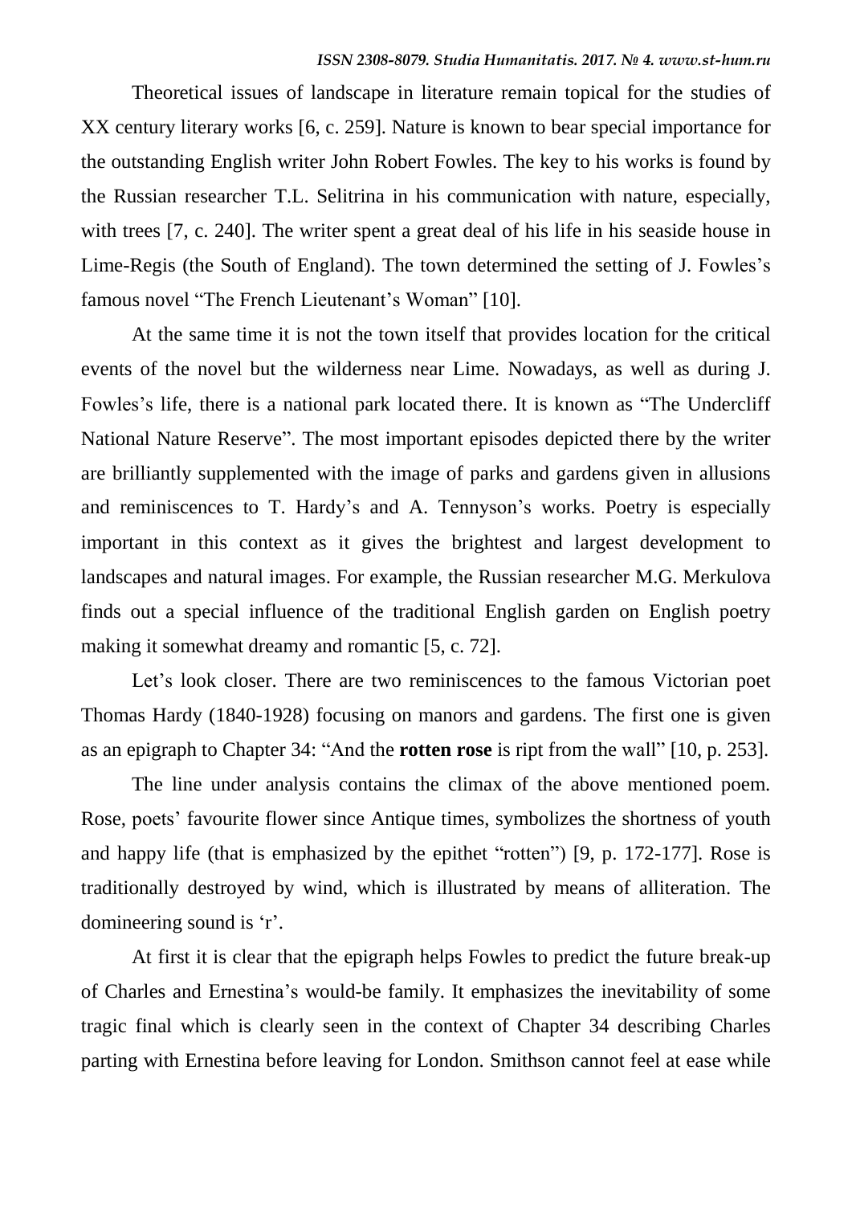Theoretical issues of landscape in literature remain topical for the studies of XX century literary works [6, c. 259]. Nature is known to bear special importance for the outstanding English writer John Robert Fowles. The key to his works is found by the Russian researcher T.L. Selitrina in his communication with nature, especially, with trees [7, c. 240]. The writer spent a great deal of his life in his seaside house in Lime-Regis (the South of England). The town determined the setting of J. Fowles's famous novel "The French Lieutenant's Woman" [10].

At the same time it is not the town itself that provides location for the critical events of the novel but the wilderness near Lime. Nowadays, as well as during J. Fowles's life, there is a national park located there. It is known as "The Undercliff National Nature Reserve". The most important episodes depicted there by the writer are brilliantly supplemented with the image of parks and gardens given in allusions and reminiscences to T. Hardy's and A. Tennyson's works. Poetry is especially important in this context as it gives the brightest and largest development to landscapes and natural images. For example, the Russian researcher M.G. Merkulova finds out a special influence of the traditional English garden on English poetry making it somewhat dreamy and romantic [5, c. 72].

Let's look closer. There are two reminiscences to the famous Victorian poet Thomas Hardy (1840-1928) focusing on manors and gardens. The first one is given as an epigraph to Chapter 34: "And the **rotten rose** is ript from the wall" [10, p. 253].

The line under analysis contains the climax of the above mentioned poem. Rose, poets' favourite flower since Antique times, symbolizes the shortness of youth and happy life (that is emphasized by the epithet "rotten") [9, p. 172-177]. Rose is traditionally destroyed by wind, which is illustrated by means of alliteration. The domineering sound is 'r'.

At first it is clear that the epigraph helps Fowles to predict the future break-up of Charles and Ernestina's would-be family. It emphasizes the inevitability of some tragic final which is clearly seen in the context of Chapter 34 describing Charles parting with Ernestina before leaving for London. Smithson cannot feel at ease while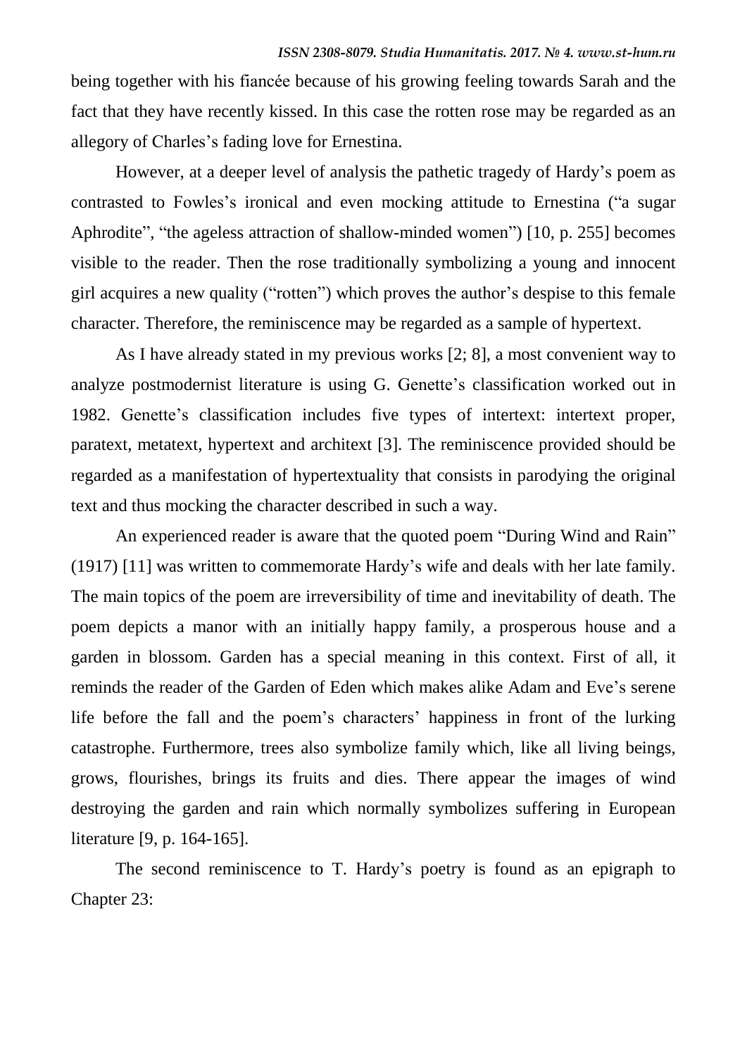being together with his fiancée because of his growing feeling towards Sarah and the fact that they have recently kissed. In this case the rotten rose may be regarded as an allegory of Charles's fading love for Ernestina.

However, at a deeper level of analysis the pathetic tragedy of Hardy's poem as contrasted to Fowles's ironical and even mocking attitude to Ernestina ("a sugar Aphrodite", "the ageless attraction of shallow-minded women") [10, p. 255] becomes visible to the reader. Then the rose traditionally symbolizing a young and innocent girl acquires a new quality ("rotten") which proves the author's despise to this female character. Therefore, the reminiscence may be regarded as a sample of hypertext.

As I have already stated in my previous works [2; 8], a most convenient way to analyze postmodernist literature is using G. Genette's classification worked out in 1982. Genette's classification includes five types of intertext: intertext proper, paratext, metatext, hypertext and architext [3]. The reminiscence provided should be regarded as a manifestation of hypertextuality that consists in parodying the original text and thus mocking the character described in such a way.

An experienced reader is aware that the quoted poem "During Wind and Rain" (1917) [11] was written to commemorate Hardy's wife and deals with her late family. The main topics of the poem are irreversibility of time and inevitability of death. The poem depicts a manor with an initially happy family, a prosperous house and a garden in blossom. Garden has a special meaning in this context. First of all, it reminds the reader of the Garden of Eden which makes alike Adam and Eve's serene life before the fall and the poem's characters' happiness in front of the lurking catastrophe. Furthermore, trees also symbolize family which, like all living beings, grows, flourishes, brings its fruits and dies. There appear the images of wind destroying the garden and rain which normally symbolizes suffering in European literature [9, p. 164-165].

The second reminiscence to T. Hardy's poetry is found as an epigraph to Chapter 23: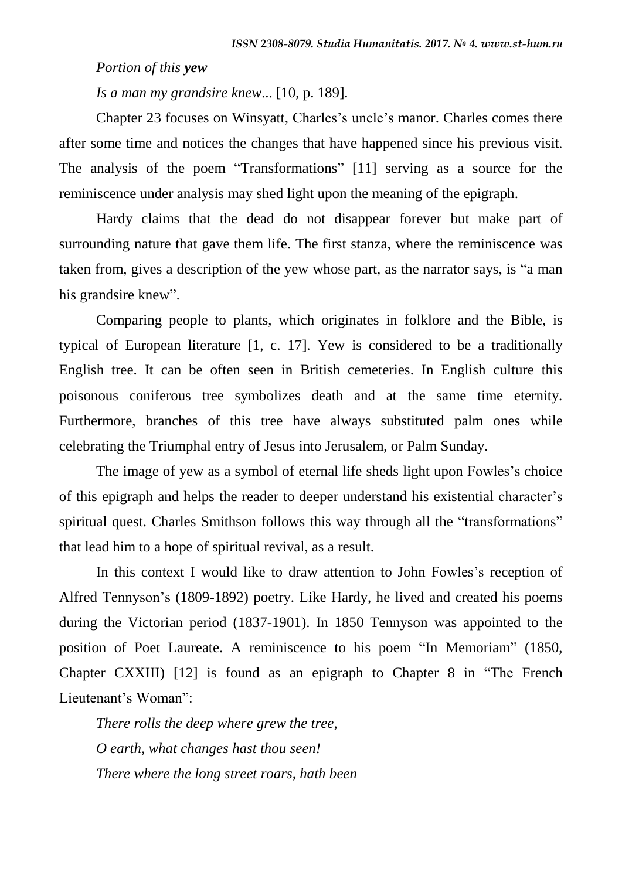*Portion of this **yew***

*Is a man my grandsire knew*... [10, p. 189].

Chapter 23 focuses on Winsyatt, Charles's uncle's manor. Charles comes there after some time and notices the changes that have happened since his previous visit. The analysis of the poem "Transformations" [11] serving as a source for the reminiscence under analysis may shed light upon the meaning of the epigraph.

Hardy claims that the dead do not disappear forever but make part of surrounding nature that gave them life. The first stanza, where the reminiscence was taken from, gives a description of the yew whose part, as the narrator says, is "a man his grandsire knew".

Comparing people to plants, which originates in folklore and the Bible, is typical of European literature [1, c. 17]. Yew is considered to be a traditionally English tree. It can be often seen in British cemeteries. In English culture this poisonous coniferous tree symbolizes death and at the same time eternity. Furthermore, branches of this tree have always substituted palm ones while celebrating the Triumphal entry of Jesus into Jerusalem, or Palm Sunday.

The image of yew as a symbol of eternal life sheds light upon Fowles's choice of this epigraph and helps the reader to deeper understand his existential character's spiritual quest. Charles Smithson follows this way through all the "transformations" that lead him to a hope of spiritual revival, as a result.

In this context I would like to draw attention to John Fowles's reception of Alfred Tennyson's (1809-1892) poetry. Like Hardy, he lived and created his poems during the Victorian period (1837-1901). In 1850 Tennyson was appointed to the position of Poet Laureate. A reminiscence to his poem "In Memoriam" (1850, Chapter CXXIII) [12] is found as an epigraph to Chapter 8 in "The French Lieutenant's Woman":

*There rolls the deep where grew the tree,*

*O earth, what changes hast thou seen!*

*There where the long street roars, hath been*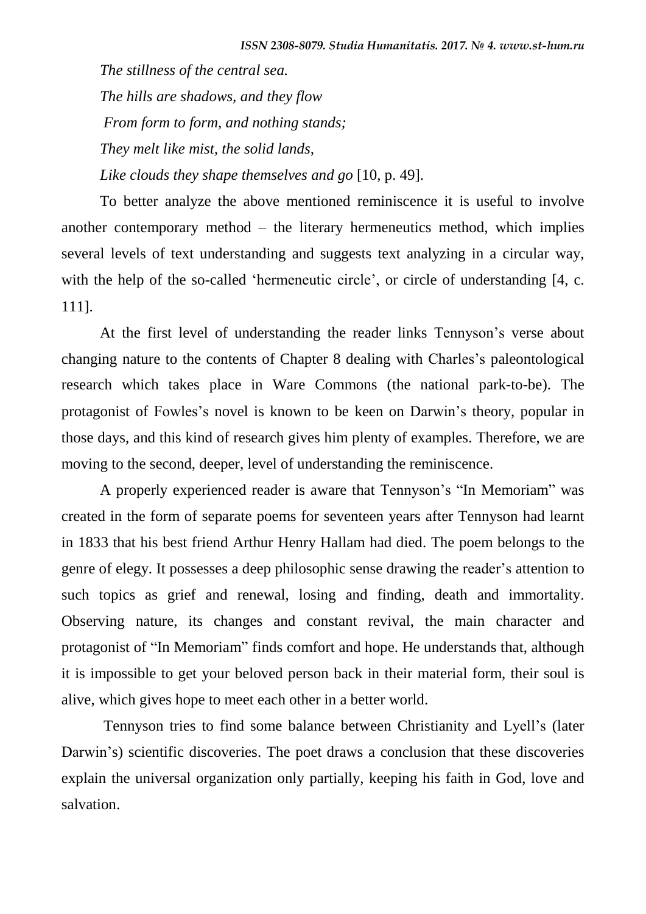*The stillness of the central sea.*

*The hills are shadows, and they flow*

*From form to form, and nothing stands;*

*They melt like mist, the solid lands,*

*Like clouds they shape themselves and go* [10, p. 49].

To better analyze the above mentioned reminiscence it is useful to involve another contemporary method – the literary hermeneutics method, which implies several levels of text understanding and suggests text analyzing in a circular way, with the help of the so-called 'hermeneutic circle', or circle of understanding [4, c. 111].

At the first level of understanding the reader links Tennyson's verse about changing nature to the contents of Chapter 8 dealing with Charles's paleontological research which takes place in Ware Commons (the national park-to-be). The protagonist of Fowles's novel is known to be keen on Darwin's theory, popular in those days, and this kind of research gives him plenty of examples. Therefore, we are moving to the second, deeper, level of understanding the reminiscence.

A properly experienced reader is aware that Tennyson's "In Memoriam" was created in the form of separate poems for seventeen years after Tennyson had learnt in 1833 that his best friend Arthur Henry Hallam had died. The poem belongs to the genre of elegy. It possesses a deep philosophic sense drawing the reader's attention to such topics as grief and renewal, losing and finding, death and immortality. Observing nature, its changes and constant revival, the main character and protagonist of "In Memoriam" finds comfort and hope. He understands that, although it is impossible to get your beloved person back in their material form, their soul is alive, which gives hope to meet each other in a better world.

Tennyson tries to find some balance between Christianity and Lyell's (later Darwin's) scientific discoveries. The poet draws a conclusion that these discoveries explain the universal organization only partially, keeping his faith in God, love and salvation.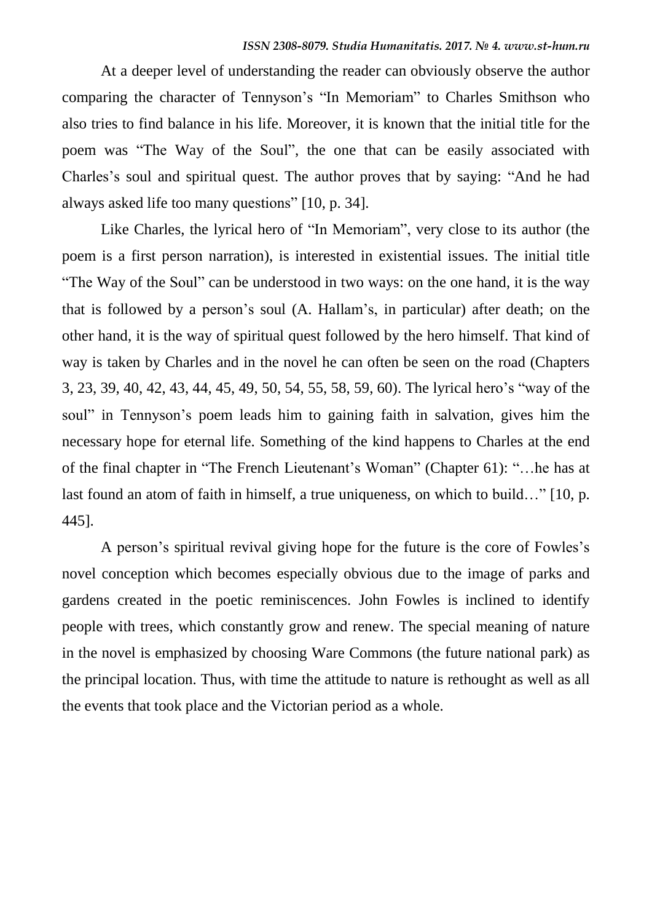At a deeper level of understanding the reader can obviously observe the author comparing the character of Tennyson's "In Memoriam" to Charles Smithson who also tries to find balance in his life. Moreover, it is known that the initial title for the poem was "The Way of the Soul", the one that can be easily associated with Charles's soul and spiritual quest. The author proves that by saying: "And he had always asked life too many questions" [10, p. 34].

Like Charles, the lyrical hero of "In Memoriam", very close to its author (the poem is a first person narration), is interested in existential issues. The initial title "The Way of the Soul" can be understood in two ways: on the one hand, it is the way that is followed by a person's soul (A. Hallam's, in particular) after death; on the other hand, it is the way of spiritual quest followed by the hero himself. That kind of way is taken by Charles and in the novel he can often be seen on the road (Chapters 3, 23, 39, 40, 42, 43, 44, 45, 49, 50, 54, 55, 58, 59, 60). The lyrical hero's "way of the soul" in Tennyson's poem leads him to gaining faith in salvation, gives him the necessary hope for eternal life. Something of the kind happens to Charles at the end of the final chapter in "The French Lieutenant's Woman" (Chapter 61): "…he has at last found an atom of faith in himself, a true uniqueness, on which to build…" [10, p. 445].

A person's spiritual revival giving hope for the future is the core of Fowles's novel conception which becomes especially obvious due to the image of parks and gardens created in the poetic reminiscences. John Fowles is inclined to identify people with trees, which constantly grow and renew. The special meaning of nature in the novel is emphasized by choosing Ware Commons (the future national park) as the principal location. Thus, with time the attitude to nature is rethought as well as all the events that took place and the Victorian period as a whole.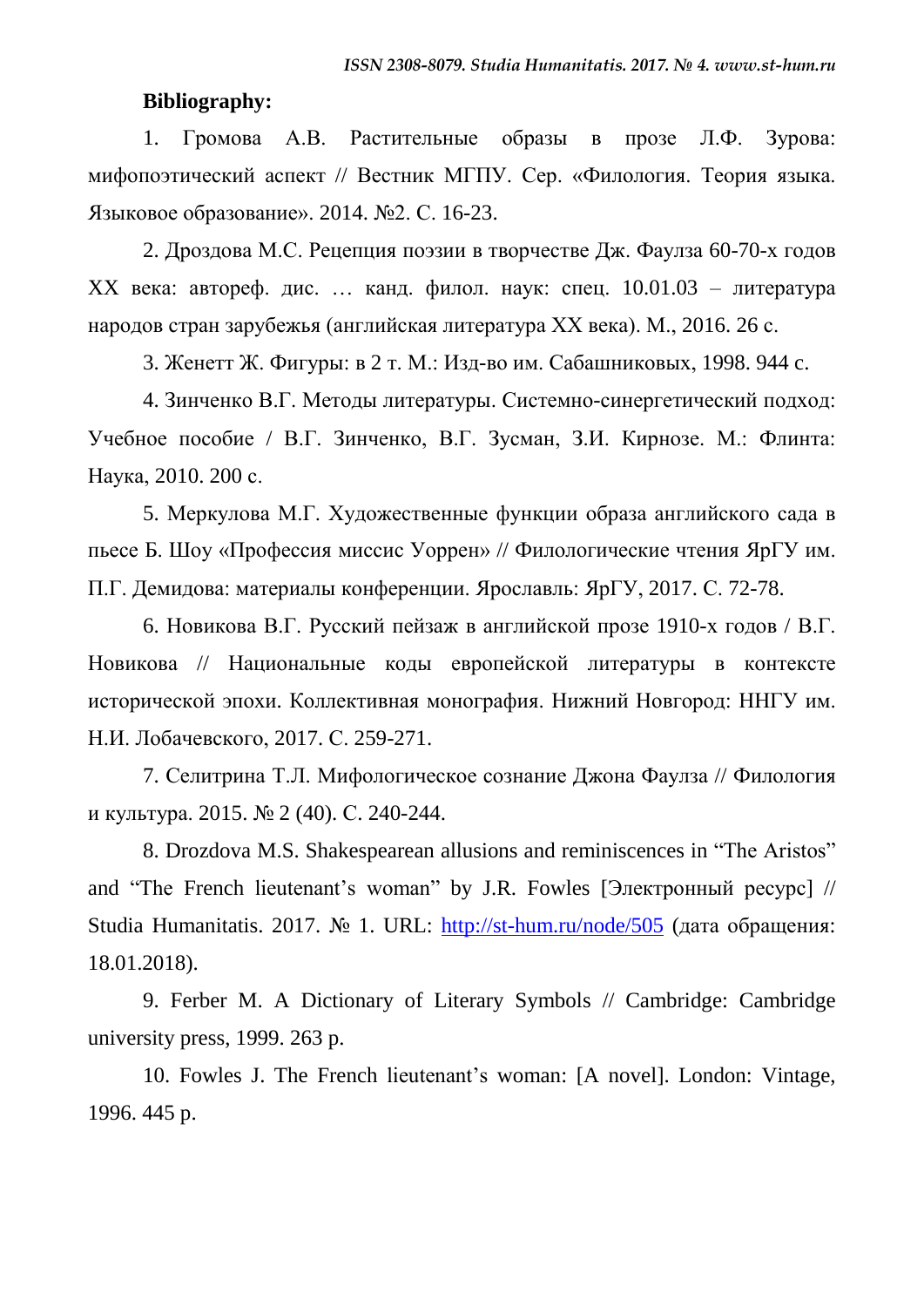**Bibliography:**

1. Громова А.В. Растительные образы в прозе Л.Ф. Зурова: мифопоэтический аспект // Вестник МГПУ. Сер. «Филология. Теория языка. Языковое образование». 2014. №2. С. 16-23.

2. Дроздова М.С. Рецепция поэзии в творчестве Дж. Фаулза 60-70-х годов XX века: автореф. дис. … канд. филол. наук: спец. 10.01.03 – литература народов стран зарубежья (английская литература XX века). М., 2016. 26 с.

3. Женетт Ж. Фигуры: в 2 т. М.: Изд-во им. Сабашниковых, 1998. 944 с.

4. Зинченко В.Г. Методы литературы. Системно-синергетический подход: Учебное пособие / В.Г. Зинченко, В.Г. Зусман, З.И. Кирнозе. М.: Флинта: Наука, 2010. 200 с.

5. Меркулова М.Г. Художественные функции образа английского сада в пьесе Б. Шоу «Профессия миссис Уоррен» // Филологические чтения ЯрГУ им. П.Г. Демидова: материалы конференции. Ярославль: ЯрГУ, 2017. С. 72-78.

6. Новикова В.Г. Русский пейзаж в английской прозе 1910-х годов / В.Г. Новикова // Национальные коды европейской литературы в контексте исторической эпохи. Коллективная монография. Нижний Новгород: ННГУ им. Н.И. Лобачевского, 2017. С. 259-271.

7. Селитрина Т.Л. Мифологическое сознание Джона Фаулза // Филология и культура. 2015. № 2 (40). С. 240-244.

8. Drozdova M.S. Shakespearean allusions and reminiscences in “The Aristos” and “The French lieutenant’s woman” by J.R. Fowles [Электронный ресурс] // Studia Humanitatis. 2017. № 1. URL: http://st-hum.ru/node/505 (дата обращения: 18.01.2018).

9. Ferber M. A Dictionary of Literary Symbols // Cambridge: Cambridge university press, 1999. 263 p.

10. Fowles J. The French lieutenant’s woman: [A novel]. London: Vintage, 1996. 445 p.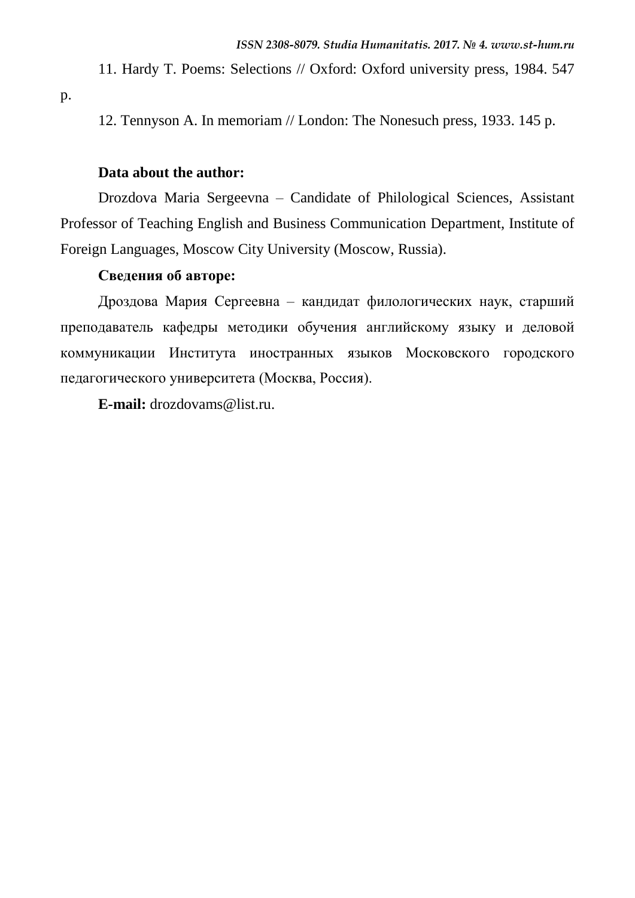11. Hardy T. Poems: Selections // Oxford: Oxford university press, 1984. 547 p.

12. Tennyson A. In memoriam // London: The Nonesuch press, 1933. 145 p.

**Data about the author:**

Drozdova Maria Sergeevna – Candidate of Philological Sciences, Assistant Professor of Teaching English and Business Communication Department, Institute of Foreign Languages, Moscow City University (Moscow, Russia).

**Сведения об авторе:**

Дроздова Мария Сергеевна – кандидат филологических наук, старший преподаватель кафедры методики обучения английскому языку и деловой коммуникации Института иностранных языков Московского городского педагогического университета (Москва, Россия).

**E-mail:** drozdovams@list.ru.